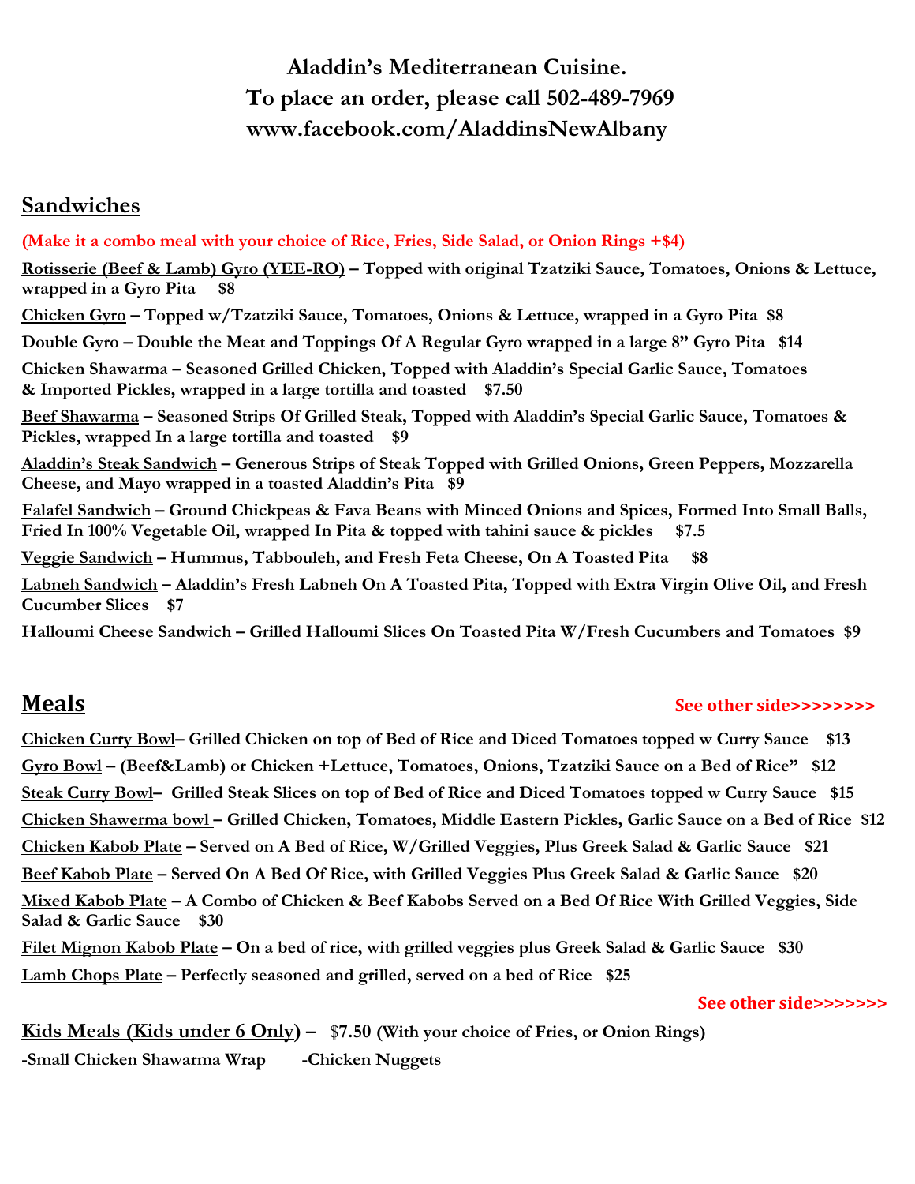# Aladdin's Mediterranean Cuisine.
# To place an order, please call 502-489-7969
# www.facebook.com/AladdinsNewAlbany

## Sandwiches

**(Make it a combo meal with your choice of Rice, Fries, Side Salad, or Onion Rings +$4)**

**Rotisserie (Beef & Lamb) Gyro (YEE-RO) – Topped with original Tzatziki Sauce, Tomatoes, Onions & Lettuce, wrapped in a Gyro Pita $8**

**Chicken Gyro – Topped w/Tzatziki Sauce, Tomatoes, Onions & Lettuce, wrapped in a Gyro Pita $8**

**Double Gyro – Double the Meat and Toppings Of A Regular Gyro wrapped in a large 8" Gyro Pita $14**

**Chicken Shawarma – Seasoned Grilled Chicken, Topped with Aladdin's Special Garlic Sauce, Tomatoes & Imported Pickles, wrapped in a large tortilla and toasted $7.50**

**Beef Shawarma – Seasoned Strips Of Grilled Steak, Topped with Aladdin's Special Garlic Sauce, Tomatoes & Pickles, wrapped In a large tortilla and toasted $9**

**Aladdin's Steak Sandwich – Generous Strips of Steak Topped with Grilled Onions, Green Peppers, Mozzarella Cheese, and Mayo wrapped in a toasted Aladdin's Pita $9**

**Falafel Sandwich – Ground Chickpeas & Fava Beans with Minced Onions and Spices, Formed Into Small Balls, Fried In 100% Vegetable Oil, wrapped In Pita & topped with tahini sauce & pickles $7.5**

**Veggie Sandwich – Hummus, Tabbouleh, and Fresh Feta Cheese, On A Toasted Pita $8**

**Labneh Sandwich – Aladdin's Fresh Labneh On A Toasted Pita, Topped with Extra Virgin Olive Oil, and Fresh Cucumber Slices $7**

**Halloumi Cheese Sandwich – Grilled Halloumi Slices On Toasted Pita W/Fresh Cucumbers and Tomatoes $9**

## Meals

**See other side>>>>>>>>**

**Chicken Curry Bowl– Grilled Chicken on top of Bed of Rice and Diced Tomatoes topped w Curry Sauce $13**

**Gyro Bowl – (Beef&Lamb) or Chicken +Lettuce, Tomatoes, Onions, Tzatziki Sauce on a Bed of Rice" $12**

**Steak Curry Bowl– Grilled Steak Slices on top of Bed of Rice and Diced Tomatoes topped w Curry Sauce $15**

**Chicken Shawerma bowl – Grilled Chicken, Tomatoes, Middle Eastern Pickles, Garlic Sauce on a Bed of Rice $12**

**Chicken Kabob Plate – Served on A Bed of Rice, W/Grilled Veggies, Plus Greek Salad & Garlic Sauce $21**

**Beef Kabob Plate – Served On A Bed Of Rice, with Grilled Veggies Plus Greek Salad & Garlic Sauce $20**

**Mixed Kabob Plate – A Combo of Chicken & Beef Kabobs Served on a Bed Of Rice With Grilled Veggies, Side Salad & Garlic Sauce $30**

**Filet Mignon Kabob Plate – On a bed of rice, with grilled veggies plus Greek Salad & Garlic Sauce $30**

**Lamb Chops Plate – Perfectly seasoned and grilled, served on a bed of Rice $25**

**See other side>>>>>>>**

**Kids Meals (Kids under 6 Only) – $7.50 (With your choice of Fries, or Onion Rings)**

**-Small Chicken Shawarma Wrap -Chicken Nuggets**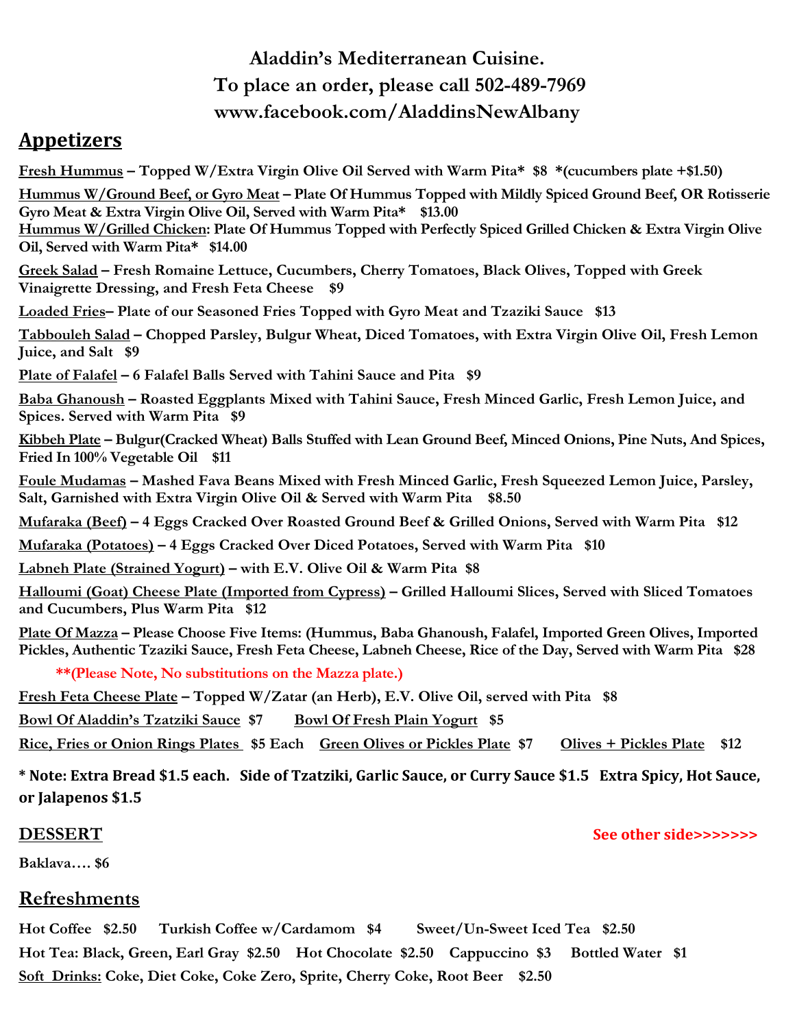**Aladdin's Mediterranean Cuisine.**
**To place an order, please call 502-489-7969**
**www.facebook.com/AladdinsNewAlbany**

## Appetizers

**Fresh Hummus – Topped W/Extra Virgin Olive Oil Served with Warm Pita* $8 *(cucumbers plate +$1.50)**

**Hummus W/Ground Beef, or Gyro Meat – Plate Of Hummus Topped with Mildly Spiced Ground Beef, OR Rotisserie Gyro Meat & Extra Virgin Olive Oil, Served with Warm Pita* $13.00**

**Hummus W/Grilled Chicken: Plate Of Hummus Topped with Perfectly Spiced Grilled Chicken & Extra Virgin Olive Oil, Served with Warm Pita* $14.00**

**Greek Salad – Fresh Romaine Lettuce, Cucumbers, Cherry Tomatoes, Black Olives, Topped with Greek Vinaigrette Dressing, and Fresh Feta Cheese $9**

**Loaded Fries– Plate of our Seasoned Fries Topped with Gyro Meat and Tzaziki Sauce $13**

**Tabbouleh Salad – Chopped Parsley, Bulgur Wheat, Diced Tomatoes, with Extra Virgin Olive Oil, Fresh Lemon Juice, and Salt $9**

**Plate of Falafel – 6 Falafel Balls Served with Tahini Sauce and Pita $9**

**Baba Ghanoush – Roasted Eggplants Mixed with Tahini Sauce, Fresh Minced Garlic, Fresh Lemon Juice, and Spices. Served with Warm Pita $9**

**Kibbeh Plate – Bulgur(Cracked Wheat) Balls Stuffed with Lean Ground Beef, Minced Onions, Pine Nuts, And Spices, Fried In 100% Vegetable Oil $11**

**Foule Mudamas – Mashed Fava Beans Mixed with Fresh Minced Garlic, Fresh Squeezed Lemon Juice, Parsley, Salt, Garnished with Extra Virgin Olive Oil & Served with Warm Pita $8.50**

**Mufaraka (Beef) – 4 Eggs Cracked Over Roasted Ground Beef & Grilled Onions, Served with Warm Pita $12**

**Mufaraka (Potatoes) – 4 Eggs Cracked Over Diced Potatoes, Served with Warm Pita $10**

**Labneh Plate (Strained Yogurt) – with E.V. Olive Oil & Warm Pita $8**

**Halloumi (Goat) Cheese Plate (Imported from Cypress) – Grilled Halloumi Slices, Served with Sliced Tomatoes and Cucumbers, Plus Warm Pita $12**

**Plate Of Mazza – Please Choose Five Items: (Hummus, Baba Ghanoush, Falafel, Imported Green Olives, Imported Pickles, Authentic Tzaziki Sauce, Fresh Feta Cheese, Labneh Cheese, Rice of the Day, Served with Warm Pita $28**

**(Please Note, No substitutions on the Mazza plate.)**

**Fresh Feta Cheese Plate – Topped W/Zatar (an Herb), E.V. Olive Oil, served with Pita $8**

**Bowl Of Aladdin's Tzatziki Sauce $7 Bowl Of Fresh Plain Yogurt $5**

**Rice, Fries or Onion Rings Plates $5 Each Green Olives or Pickles Plate $7 Olives + Pickles Plate $12**

**\* Note: Extra Bread $1.5 each. Side of Tzatziki, Garlic Sauce, or Curry Sauce $1.5 Extra Spicy, Hot Sauce, or Jalapenos $1.5**

## DESSERT

**See other side>>>>>>>**

**Baklava…. $6**

## Refreshments

**Hot Coffee $2.50 Turkish Coffee w/Cardamom $4 Sweet/Un-Sweet Iced Tea $2.50**

**Hot Tea: Black, Green, Earl Gray $2.50 Hot Chocolate $2.50 Cappuccino $3 Bottled Water $1**

**Soft Drinks: Coke, Diet Coke, Coke Zero, Sprite, Cherry Coke, Root Beer $2.50**